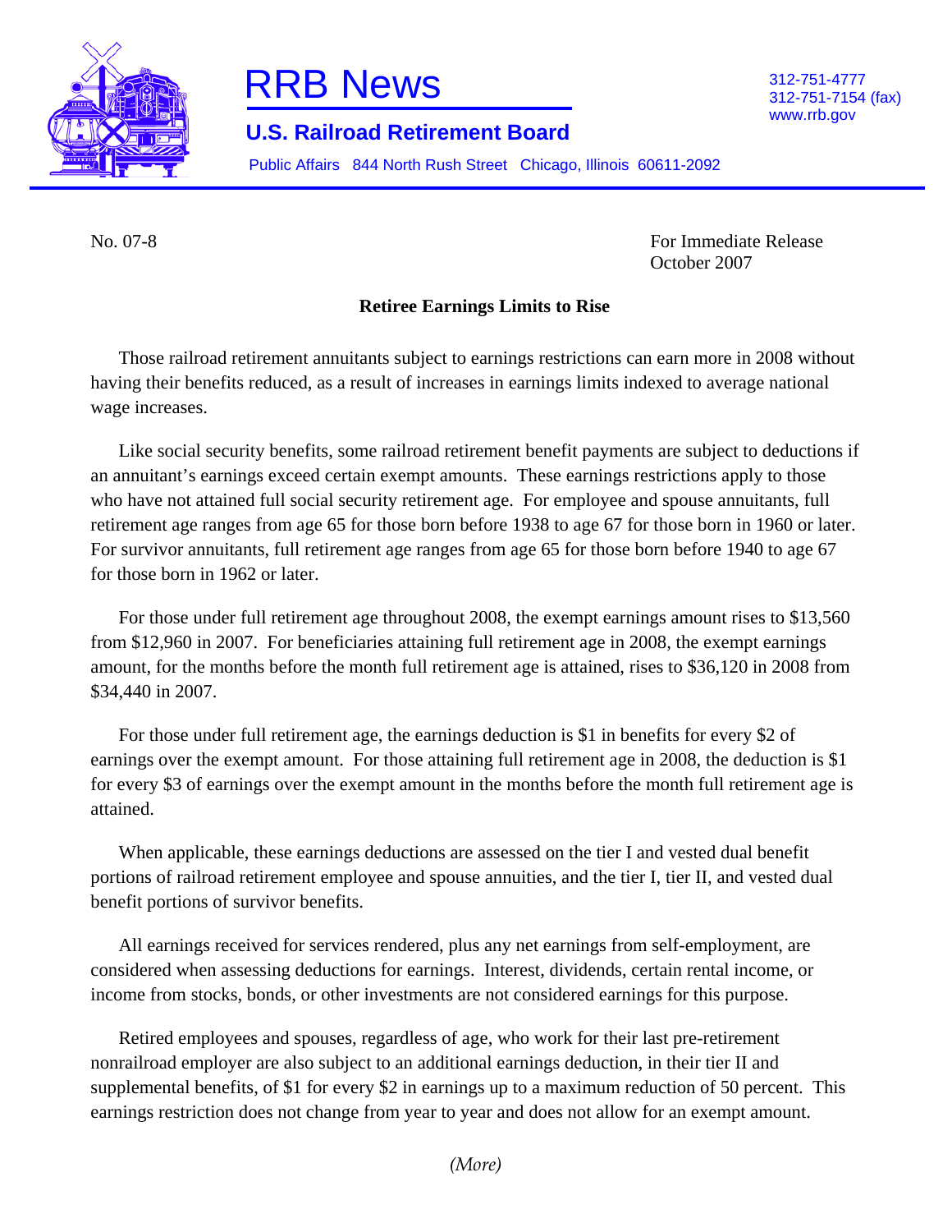# RRB News

## U.S. Railroad Retirement Board

Public Affairs 844 North Rush Street Chicago, Illinois 60611-2092

312-751-4777
312-751-7154 (fax)
www.rrb.gov

No. 07-8

For Immediate Release
October 2007

**Retiree Earnings Limits to Rise**

Those railroad retirement annuitants subject to earnings restrictions can earn more in 2008 without having their benefits reduced, as a result of increases in earnings limits indexed to average national wage increases.

Like social security benefits, some railroad retirement benefit payments are subject to deductions if an annuitant's earnings exceed certain exempt amounts. These earnings restrictions apply to those who have not attained full social security retirement age. For employee and spouse annuitants, full retirement age ranges from age 65 for those born before 1938 to age 67 for those born in 1960 or later. For survivor annuitants, full retirement age ranges from age 65 for those born before 1940 to age 67 for those born in 1962 or later.

For those under full retirement age throughout 2008, the exempt earnings amount rises to $13,560 from $12,960 in 2007. For beneficiaries attaining full retirement age in 2008, the exempt earnings amount, for the months before the month full retirement age is attained, rises to $36,120 in 2008 from $34,440 in 2007.

For those under full retirement age, the earnings deduction is $1 in benefits for every $2 of earnings over the exempt amount. For those attaining full retirement age in 2008, the deduction is $1 for every $3 of earnings over the exempt amount in the months before the month full retirement age is attained.

When applicable, these earnings deductions are assessed on the tier I and vested dual benefit portions of railroad retirement employee and spouse annuities, and the tier I, tier II, and vested dual benefit portions of survivor benefits.

All earnings received for services rendered, plus any net earnings from self-employment, are considered when assessing deductions for earnings. Interest, dividends, certain rental income, or income from stocks, bonds, or other investments are not considered earnings for this purpose.

Retired employees and spouses, regardless of age, who work for their last pre-retirement nonrailroad employer are also subject to an additional earnings deduction, in their tier II and supplemental benefits, of $1 for every $2 in earnings up to a maximum reduction of 50 percent. This earnings restriction does not change from year to year and does not allow for an exempt amount.

*(More)*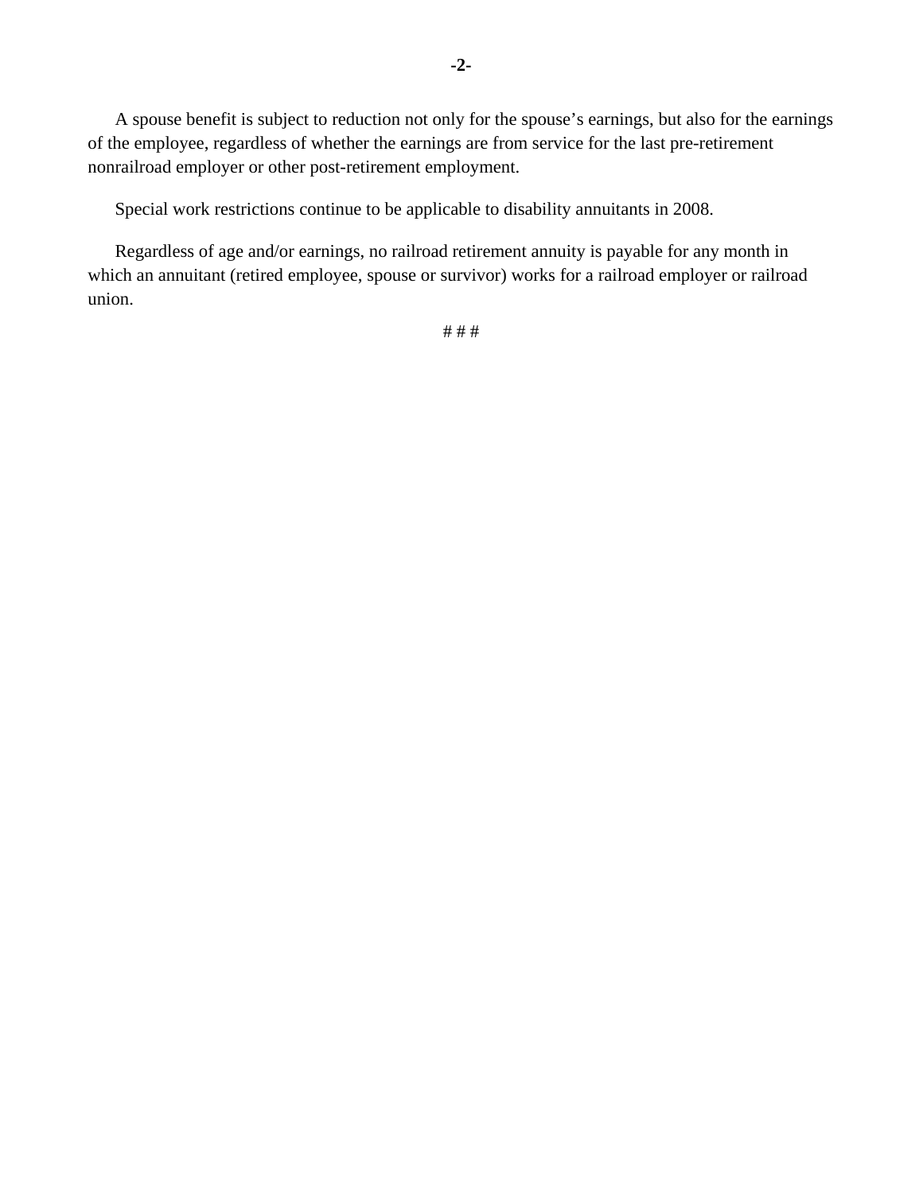A spouse benefit is subject to reduction not only for the spouse's earnings, but also for the earnings of the employee, regardless of whether the earnings are from service for the last pre-retirement nonrailroad employer or other post-retirement employment.

Special work restrictions continue to be applicable to disability annuitants in 2008.

Regardless of age and/or earnings, no railroad retirement annuity is payable for any month in which an annuitant (retired employee, spouse or survivor) works for a railroad employer or railroad union.

# # #